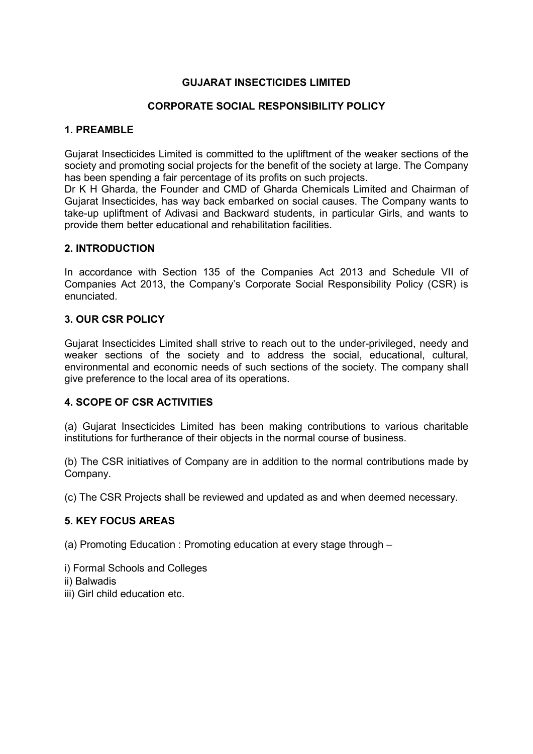# GUJARAT INSECTICIDES LIMITED

## CORPORATE SOCIAL RESPONSIBILITY POLICY

### 1. PREAMBLE

Gujarat Insecticides Limited is committed to the upliftment of the weaker sections of the society and promoting social projects for the benefit of the society at large. The Company has been spending a fair percentage of its profits on such projects.
Dr K H Gharda, the Founder and CMD of Gharda Chemicals Limited and Chairman of Gujarat Insecticides, has way back embarked on social causes. The Company wants to take-up upliftment of Adivasi and Backward students, in particular Girls, and wants to provide them better educational and rehabilitation facilities.

### 2. INTRODUCTION

In accordance with Section 135 of the Companies Act 2013 and Schedule VII of Companies Act 2013, the Company's Corporate Social Responsibility Policy (CSR) is enunciated.

### 3. OUR CSR POLICY

Gujarat Insecticides Limited shall strive to reach out to the under-privileged, needy and weaker sections of the society and to address the social, educational, cultural, environmental and economic needs of such sections of the society. The company shall give preference to the local area of its operations.

### 4. SCOPE OF CSR ACTIVITIES

(a) Gujarat Insecticides Limited has been making contributions to various charitable institutions for furtherance of their objects in the normal course of business.

(b) The CSR initiatives of Company are in addition to the normal contributions made by Company.

(c) The CSR Projects shall be reviewed and updated as and when deemed necessary.

### 5. KEY FOCUS AREAS

(a) Promoting Education : Promoting education at every stage through –

i) Formal Schools and Colleges
ii) Balwadis
iii) Girl child education etc.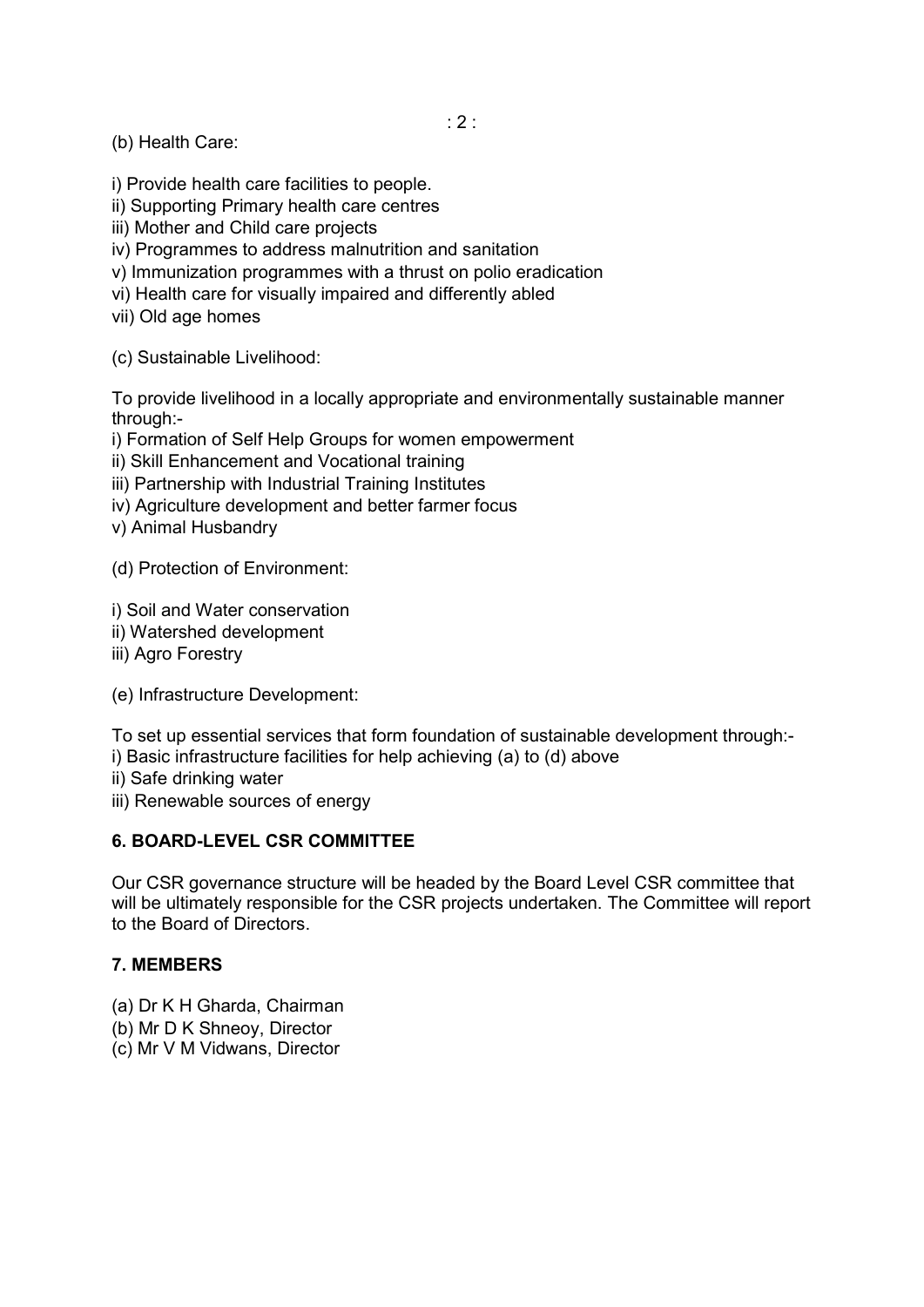(b) Health Care:

i) Provide health care facilities to people.
ii) Supporting Primary health care centres
iii) Mother and Child care projects
iv) Programmes to address malnutrition and sanitation
v) Immunization programmes with a thrust on polio eradication
vi) Health care for visually impaired and differently abled
vii) Old age homes

(c) Sustainable Livelihood:

To provide livelihood in a locally appropriate and environmentally sustainable manner through:-
i) Formation of Self Help Groups for women empowerment
ii) Skill Enhancement and Vocational training
iii) Partnership with Industrial Training Institutes
iv) Agriculture development and better farmer focus
v) Animal Husbandry

(d) Protection of Environment:

i) Soil and Water conservation
ii) Watershed development
iii) Agro Forestry

(e) Infrastructure Development:

To set up essential services that form foundation of sustainable development through:-
i) Basic infrastructure facilities for help achieving (a) to (d) above
ii) Safe drinking water
iii) Renewable sources of energy

## 6. BOARD-LEVEL CSR COMMITTEE

Our CSR governance structure will be headed by the Board Level CSR committee that will be ultimately responsible for the CSR projects undertaken. The Committee will report to the Board of Directors.

## 7. MEMBERS

(a) Dr K H Gharda, Chairman
(b) Mr D K Shneoy, Director
(c) Mr V M Vidwans, Director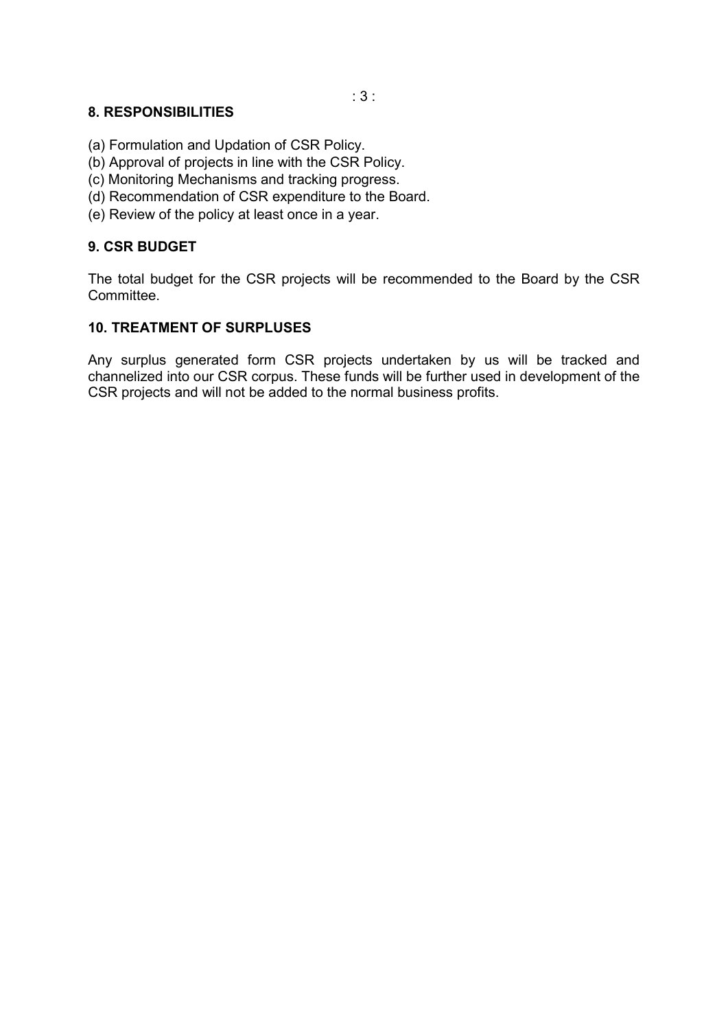## 8. RESPONSIBILITIES

(a) Formulation and Updation of CSR Policy.
(b) Approval of projects in line with the CSR Policy.
(c) Monitoring Mechanisms and tracking progress.
(d) Recommendation of CSR expenditure to the Board.
(e) Review of the policy at least once in a year.

## 9. CSR BUDGET

The total budget for the CSR projects will be recommended to the Board by the CSR Committee.

## 10. TREATMENT OF SURPLUSES

Any surplus generated form CSR projects undertaken by us will be tracked and channelized into our CSR corpus. These funds will be further used in development of the CSR projects and will not be added to the normal business profits.